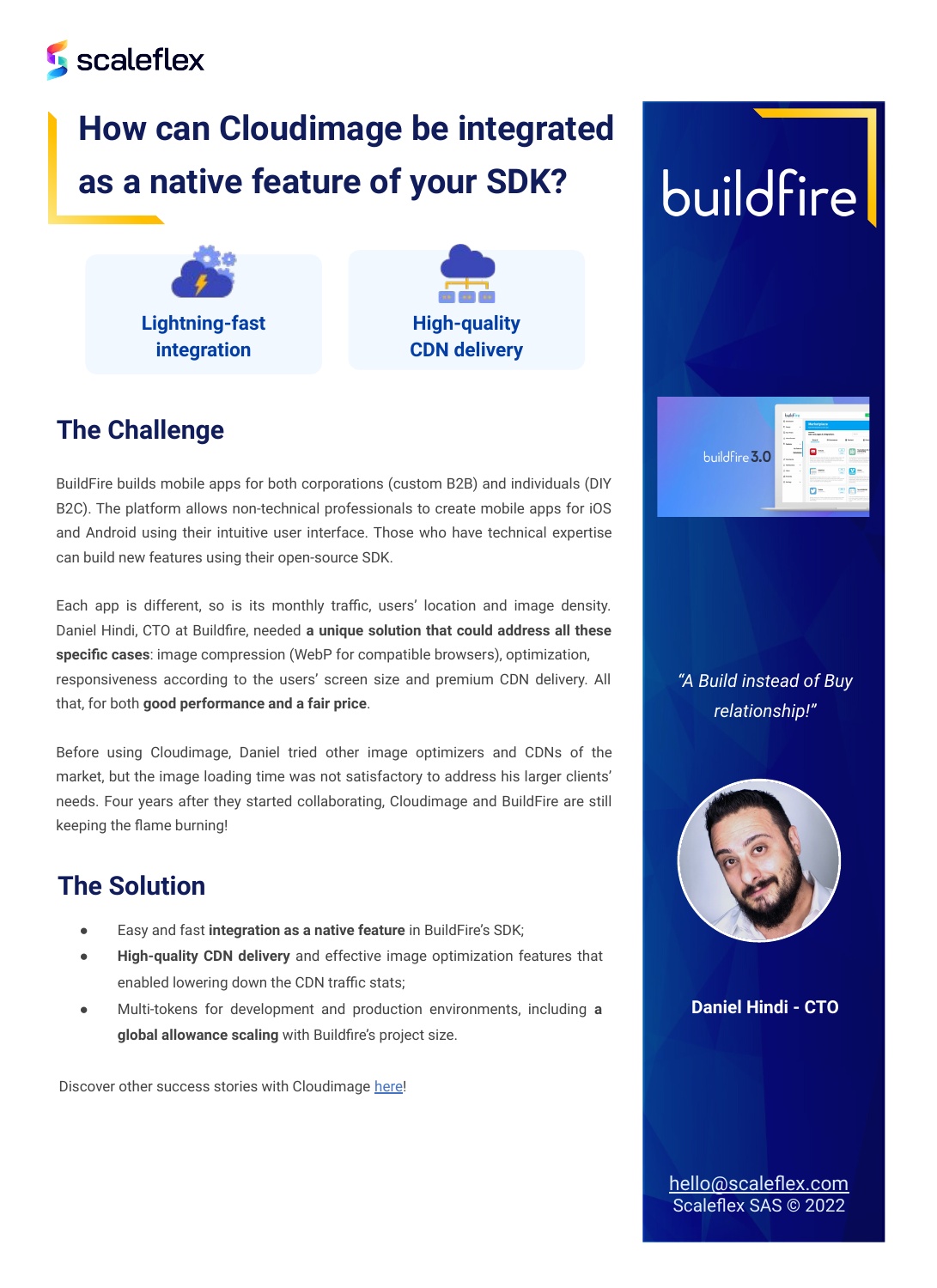scaleflex

# How can Cloudimage be integrated as a native feature of your SDK?

**Lightning-fast integration**

**High-quality CDN delivery**

## The Challenge

BuildFire builds mobile apps for both corporations (custom B2B) and individuals (DIY B2C). The platform allows non-technical professionals to create mobile apps for iOS and Android using their intuitive user interface. Those who have technical expertise can build new features using their open-source SDK.

Each app is different, so is its monthly traffic, users' location and image density. Daniel Hindi, CTO at Buildfire, needed **a unique solution that could address all these specific cases**: image compression (WebP for compatible browsers), optimization, responsiveness according to the users' screen size and premium CDN delivery. All that, for both **good performance and a fair price**.

Before using Cloudimage, Daniel tried other image optimizers and CDNs of the market, but the image loading time was not satisfactory to address his larger clients' needs. Four years after they started collaborating, Cloudimage and BuildFire are still keeping the flame burning!

## The Solution

- Easy and fast **integration as a native feature** in BuildFire's SDK;
- **High-quality CDN delivery** and effective image optimization features that enabled lowering down the CDN traffic stats;
- Multi-tokens for development and production environments, including **a global allowance scaling** with Buildfire's project size.

Discover other success stories with Cloudimage here!

buildfire

*"A Build instead of Buy relationship!"*

**Daniel Hindi - CTO**

hello@scaleflex.com
Scaleflex SAS © 2022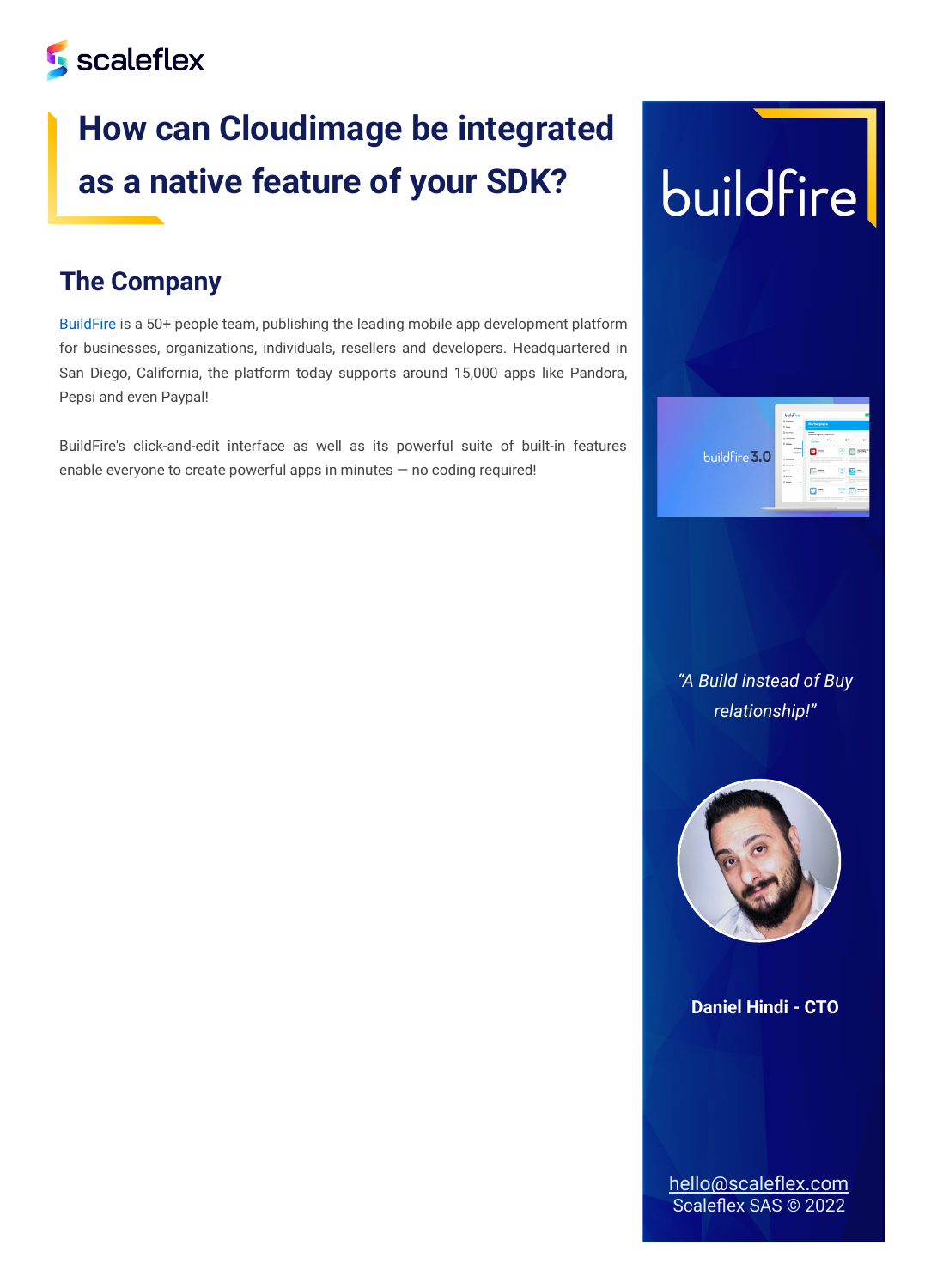# How can Cloudimage be integrated as a native feature of your SDK?

## The Company

BuildFire is a 50+ people team, publishing the leading mobile app development platform for businesses, organizations, individuals, resellers and developers. Headquartered in San Diego, California, the platform today supports around 15,000 apps like Pandora, Pepsi and even Paypal!

BuildFire's click-and-edit interface as well as its powerful suite of built-in features enable everyone to create powerful apps in minutes — no coding required!

*"A Build instead of Buy relationship!"*

**Daniel Hindi - CTO**

hello@scaleflex.com
Scaleflex SAS © 2022